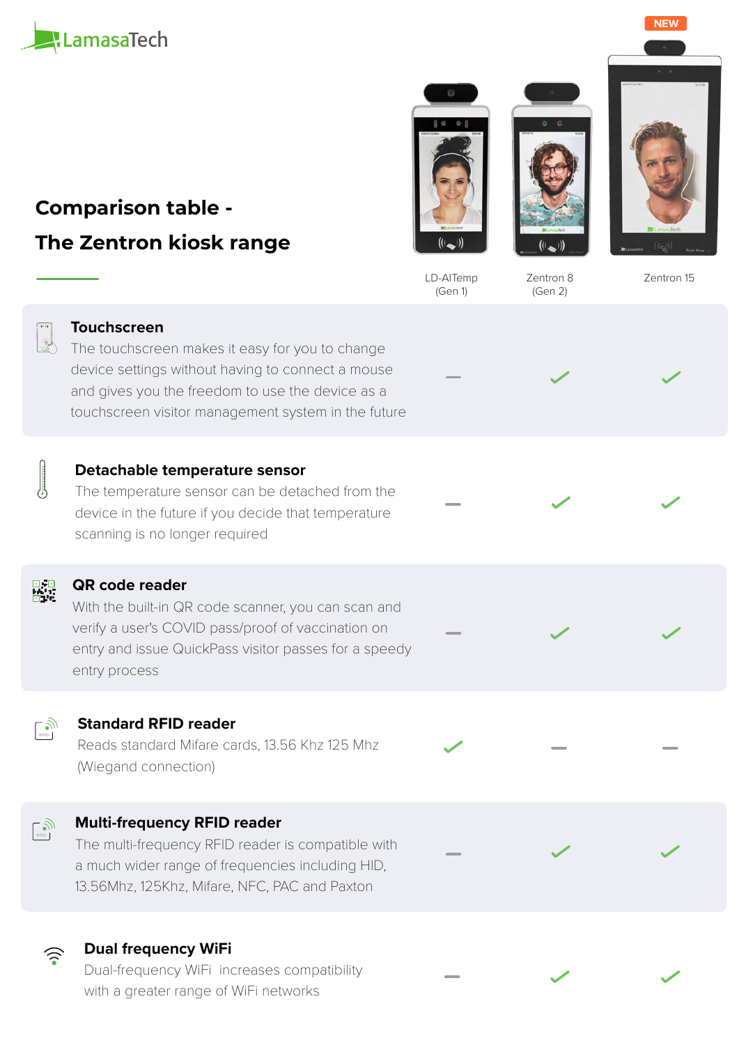LamasaTech

# Comparison table - The Zentron kiosk range

| Feature | LD-AITemp (Gen 1) | Zentron 8 (Gen 2) | Zentron 15 (NEW) |
|---|---|---|---|
| **Touchscreen**<br>The touchscreen makes it easy for you to change device settings without having to connect a mouse and gives you the freedom to use the device as a touchscreen visitor management system in the future | – | ✓ | ✓ |
| **Detachable temperature sensor**<br>The temperature sensor can be detached from the device in the future if you decide that temperature scanning is no longer required | – | ✓ | ✓ |
| **QR code reader**<br>With the built-in QR code scanner, you can scan and verify a user's COVID pass/proof of vaccination on entry and issue QuickPass visitor passes for a speedy entry process | – | ✓ | ✓ |
| **Standard RFID reader**<br>Reads standard Mifare cards, 13.56 Khz 125 Mhz (Wiegand connection) | ✓ | – | – |
| **Multi-frequency RFID reader**<br>The multi-frequency RFID reader is compatible with a much wider range of frequencies including HID, 13.56Mhz, 125Khz, Mifare, NFC, PAC and Paxton | – | ✓ | ✓ |
| **Dual frequency WiFi**<br>Dual-frequency WiFi increases compatibility with a greater range of WiFi networks | – | ✓ | ✓ |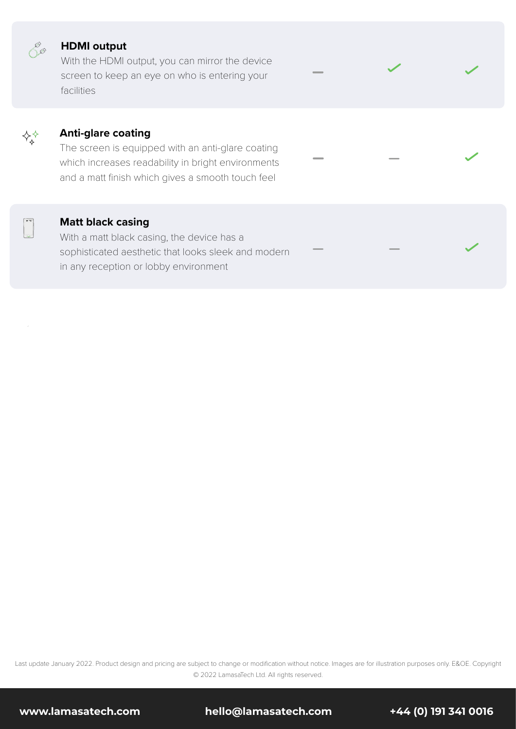| | | | |
|---|---|---|---|
| **HDMI output**<br>With the HDMI output, you can mirror the device screen to keep an eye on who is entering your facilities | – | ✓ | ✓ |
| **Anti-glare coating**<br>The screen is equipped with an anti-glare coating which increases readability in bright environments and a matt finish which gives a smooth touch feel | – | – | ✓ |
| **Matt black casing**<br>With a matt black casing, the device has a sophisticated aesthetic that looks sleek and modern in any reception or lobby environment | – | – | ✓ |

Last update January 2022. Product design and pricing are subject to change or modification without notice. Images are for illustration purposes only. E&OE. Copyright © 2022 LamasaTech Ltd. All rights reserved.

**www.lamasatech.com** **hello@lamasatech.com** **+44 (0) 191 341 0016**